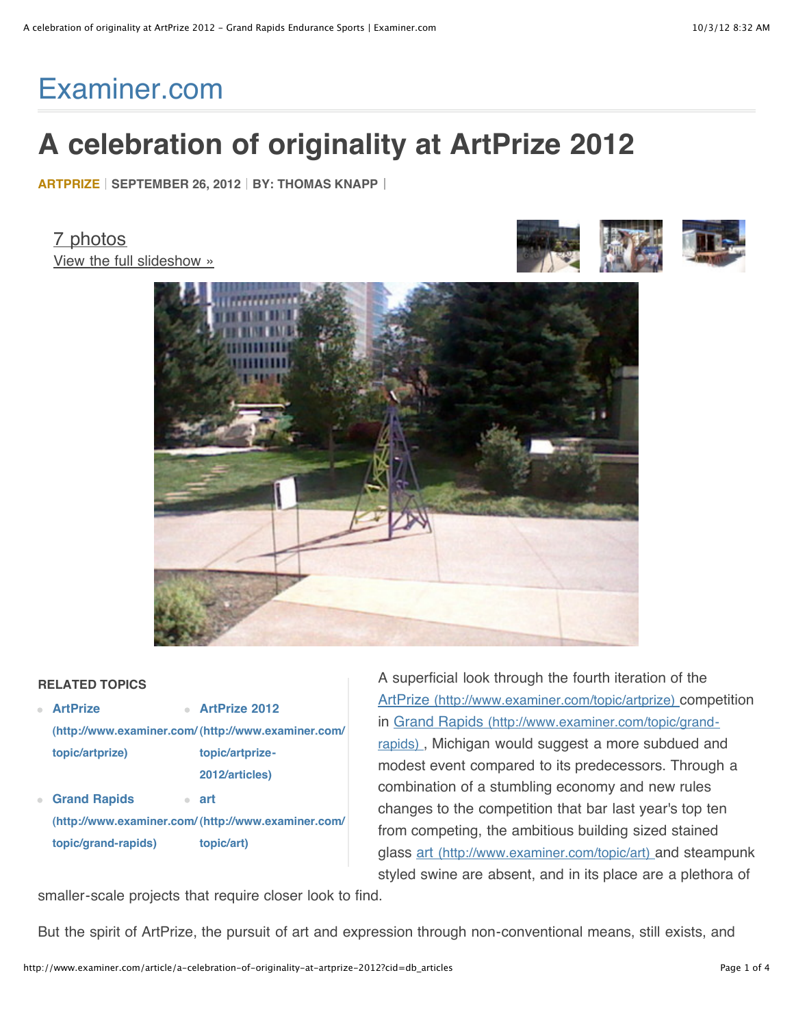Examiner.com

# A celebration of originality at ArtPrize 2012

**ARTPRIZE** | **SEPTEMBER 26, 2012** | **BY: THOMAS KNAPP** |

7 photos
View the full slideshow »

**RELATED TOPICS**

- **ArtPrize (http://www.examiner.com/topic/artprize)**
- **ArtPrize 2012 (http://www.examiner.com/topic/artprize-2012/articles)**
- **Grand Rapids (http://www.examiner.com/topic/grand-rapids)**
- **art (http://www.examiner.com/topic/art)**

A superficial look through the fourth iteration of the ArtPrize (http://www.examiner.com/topic/artprize) competition in Grand Rapids (http://www.examiner.com/topic/grand-rapids) , Michigan would suggest a more subdued and modest event compared to its predecessors. Through a combination of a stumbling economy and new rules changes to the competition that bar last year's top ten from competing, the ambitious building sized stained glass art (http://www.examiner.com/topic/art) and steampunk styled swine are absent, and in its place are a plethora of smaller-scale projects that require closer look to find.

But the spirit of ArtPrize, the pursuit of art and expression through non-conventional means, still exists, and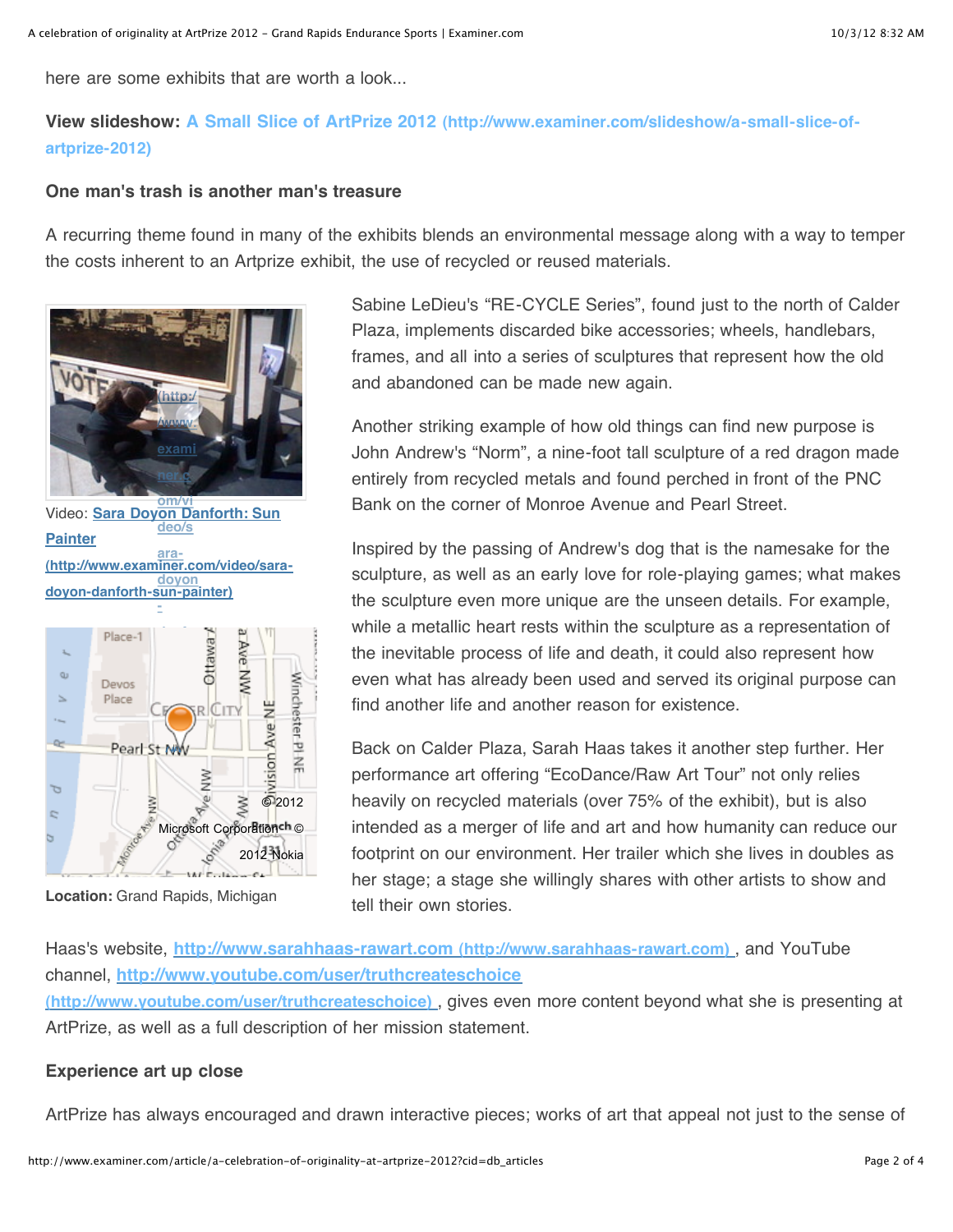here are some exhibits that are worth a look...

**View slideshow: A Small Slice of ArtPrize 2012 (http://www.examiner.com/slideshow/a-small-slice-of-artprize-2012)**

**One man's trash is another man's treasure**

A recurring theme found in many of the exhibits blends an environmental message along with a way to temper the costs inherent to an Artprize exhibit, the use of recycled or reused materials.

Video: **Sara Doyon Danforth: Sun Painter (http://www.examiner.com/video/sara-doyon-danforth-sun-painter)**

**Location:** Grand Rapids, Michigan

Sabine LeDieu's "RE-CYCLE Series", found just to the north of Calder Plaza, implements discarded bike accessories; wheels, handlebars, frames, and all into a series of sculptures that represent how the old and abandoned can be made new again.

Another striking example of how old things can find new purpose is John Andrew's "Norm", a nine-foot tall sculpture of a red dragon made entirely from recycled metals and found perched in front of the PNC Bank on the corner of Monroe Avenue and Pearl Street.

Inspired by the passing of Andrew's dog that is the namesake for the sculpture, as well as an early love for role-playing games; what makes the sculpture even more unique are the unseen details. For example, while a metallic heart rests within the sculpture as a representation of the inevitable process of life and death, it could also represent how even what has already been used and served its original purpose can find another life and another reason for existence.

Back on Calder Plaza, Sarah Haas takes it another step further. Her performance art offering "EcoDance/Raw Art Tour" not only relies heavily on recycled materials (over 75% of the exhibit), but is also intended as a merger of life and art and how humanity can reduce our footprint on our environment. Her trailer which she lives in doubles as her stage; a stage she willingly shares with other artists to show and tell their own stories.

Haas's website, **http://www.sarahhaas-rawart.com (http://www.sarahhaas-rawart.com)** , and YouTube channel, **http://www.youtube.com/user/truthcreateschoice (http://www.youtube.com/user/truthcreateschoice)** , gives even more content beyond what she is presenting at ArtPrize, as well as a full description of her mission statement.

**Experience art up close**

ArtPrize has always encouraged and drawn interactive pieces; works of art that appeal not just to the sense of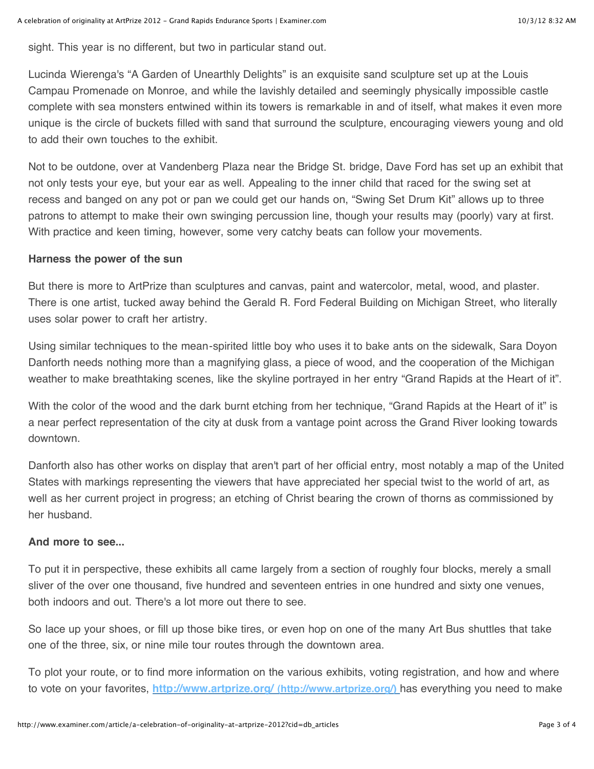sight. This year is no different, but two in particular stand out.

Lucinda Wierenga's "A Garden of Unearthly Delights" is an exquisite sand sculpture set up at the Louis Campau Promenade on Monroe, and while the lavishly detailed and seemingly physically impossible castle complete with sea monsters entwined within its towers is remarkable in and of itself, what makes it even more unique is the circle of buckets filled with sand that surround the sculpture, encouraging viewers young and old to add their own touches to the exhibit.

Not to be outdone, over at Vandenberg Plaza near the Bridge St. bridge, Dave Ford has set up an exhibit that not only tests your eye, but your ear as well. Appealing to the inner child that raced for the swing set at recess and banged on any pot or pan we could get our hands on, "Swing Set Drum Kit" allows up to three patrons to attempt to make their own swinging percussion line, though your results may (poorly) vary at first. With practice and keen timing, however, some very catchy beats can follow your movements.

**Harness the power of the sun**

But there is more to ArtPrize than sculptures and canvas, paint and watercolor, metal, wood, and plaster. There is one artist, tucked away behind the Gerald R. Ford Federal Building on Michigan Street, who literally uses solar power to craft her artistry.

Using similar techniques to the mean-spirited little boy who uses it to bake ants on the sidewalk, Sara Doyon Danforth needs nothing more than a magnifying glass, a piece of wood, and the cooperation of the Michigan weather to make breathtaking scenes, like the skyline portrayed in her entry "Grand Rapids at the Heart of it".

With the color of the wood and the dark burnt etching from her technique, "Grand Rapids at the Heart of it" is a near perfect representation of the city at dusk from a vantage point across the Grand River looking towards downtown.

Danforth also has other works on display that aren't part of her official entry, most notably a map of the United States with markings representing the viewers that have appreciated her special twist to the world of art, as well as her current project in progress; an etching of Christ bearing the crown of thorns as commissioned by her husband.

**And more to see...**

To put it in perspective, these exhibits all came largely from a section of roughly four blocks, merely a small sliver of the over one thousand, five hundred and seventeen entries in one hundred and sixty one venues, both indoors and out. There's a lot more out there to see.

So lace up your shoes, or fill up those bike tires, or even hop on one of the many Art Bus shuttles that take one of the three, six, or nine mile tour routes through the downtown area.

To plot your route, or to find more information on the various exhibits, voting registration, and how and where to vote on your favorites, **http://www.artprize.org/ (http://www.artprize.org/)** has everything you need to make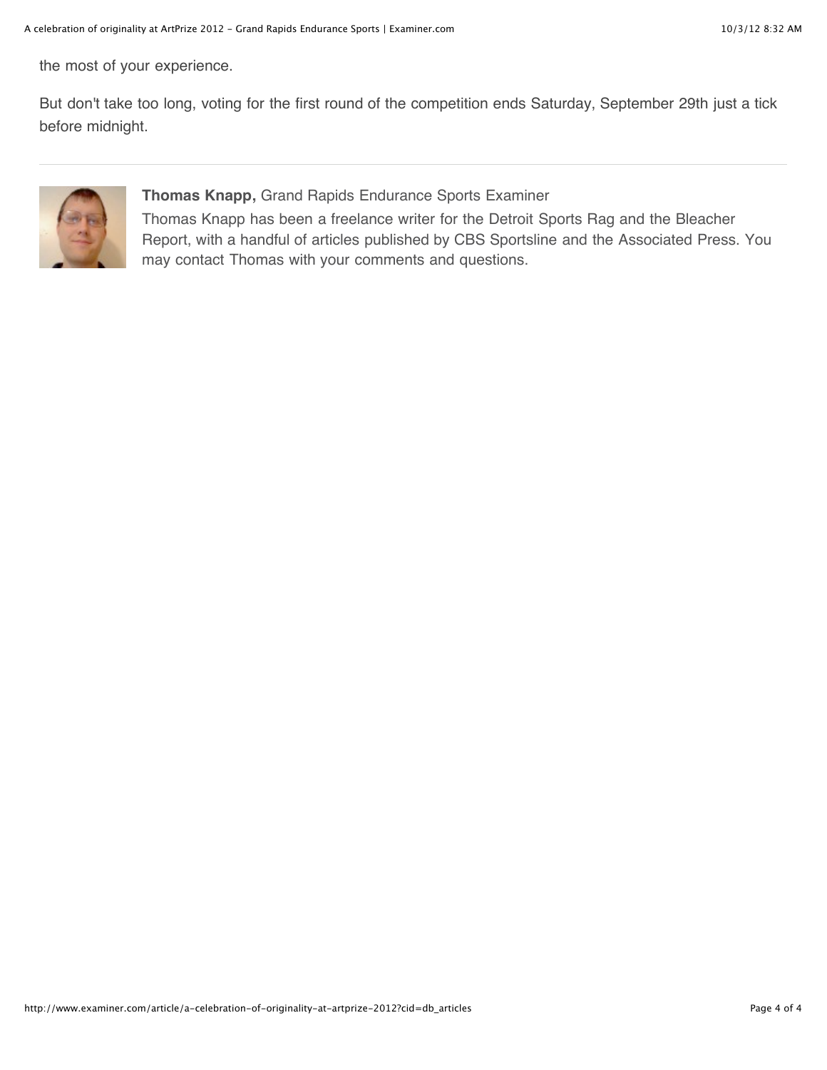the most of your experience.

But don't take too long, voting for the first round of the competition ends Saturday, September 29th just a tick before midnight.

---

**Thomas Knapp,** Grand Rapids Endurance Sports Examiner

Thomas Knapp has been a freelance writer for the Detroit Sports Rag and the Bleacher Report, with a handful of articles published by CBS Sportsline and the Associated Press. You may contact Thomas with your comments and questions.